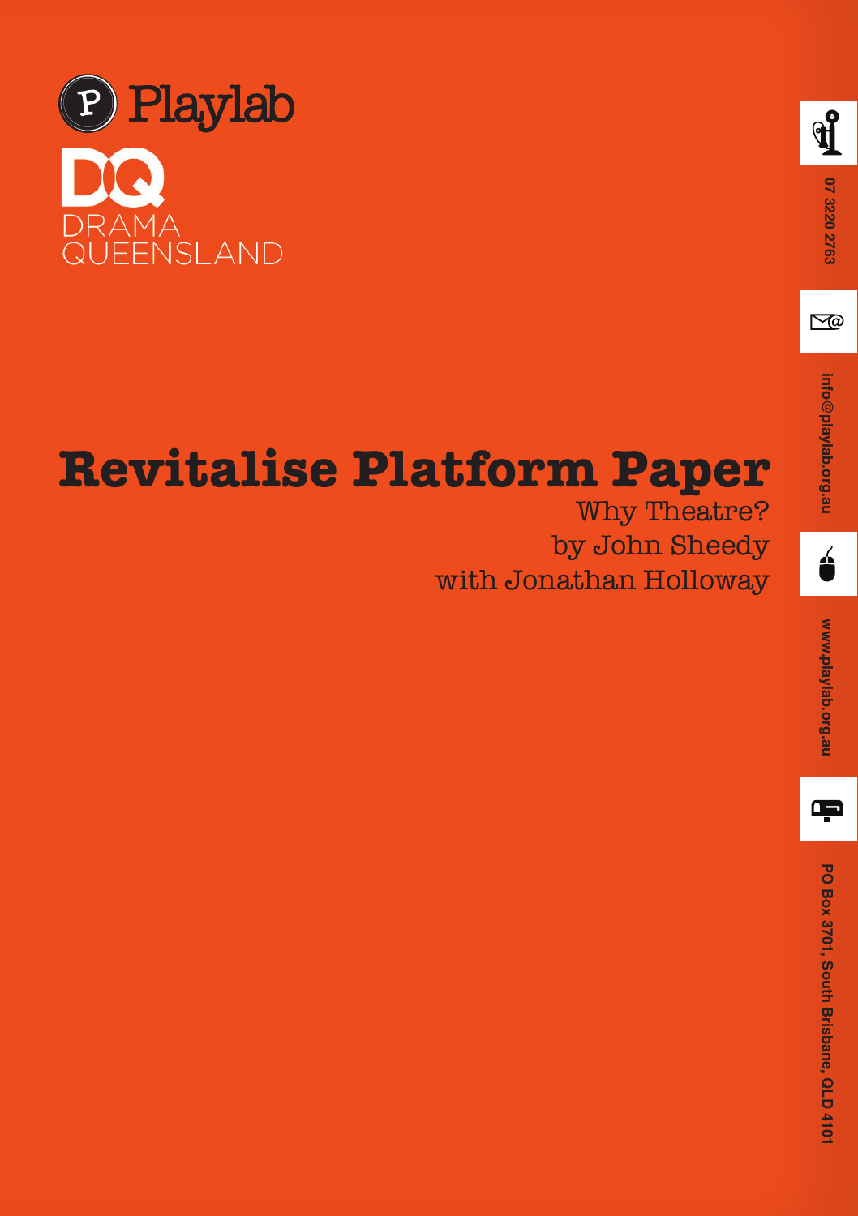Playlab

DQ
DRAMA
QUEENSLAND

# Revitalise Platform Paper

Why Theatre?
by John Sheedy
with Jonathan Holloway

07 3220 2763

info@playlab.org.au

www.playlab.org.au

PO Box 3701, South Brisbane, QLD 4101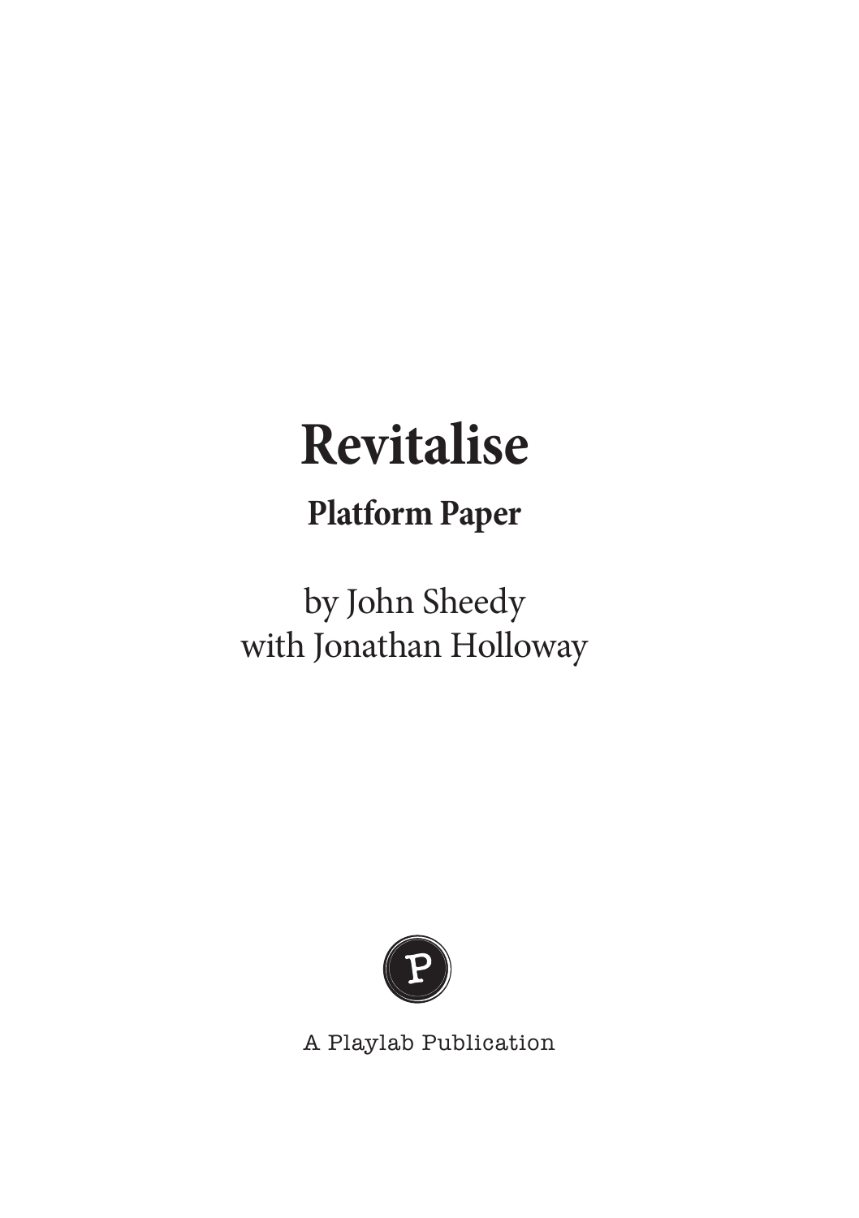# Revitalise

## Platform Paper

by John Sheedy
with Jonathan Holloway

A Playlab Publication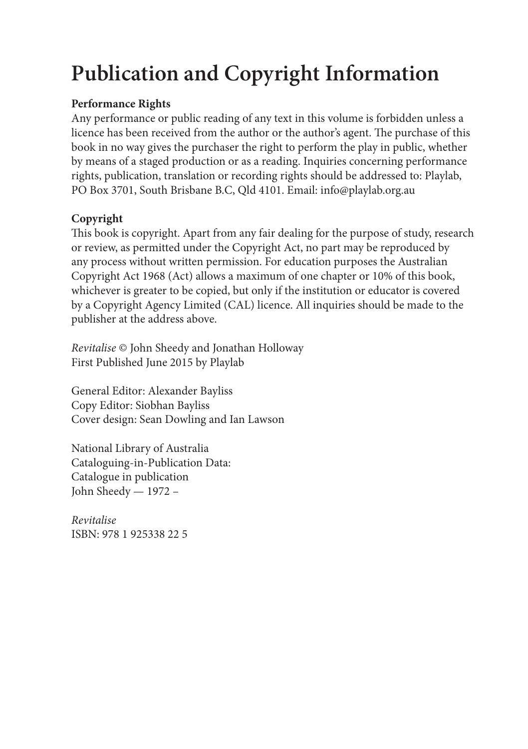# Publication and Copyright Information

**Performance Rights**
Any performance or public reading of any text in this volume is forbidden unless a licence has been received from the author or the author's agent. The purchase of this book in no way gives the purchaser the right to perform the play in public, whether by means of a staged production or as a reading. Inquiries concerning performance rights, publication, translation or recording rights should be addressed to: Playlab, PO Box 3701, South Brisbane B.C, Qld 4101. Email: info@playlab.org.au

**Copyright**
This book is copyright. Apart from any fair dealing for the purpose of study, research or review, as permitted under the Copyright Act, no part may be reproduced by any process without written permission. For education purposes the Australian Copyright Act 1968 (Act) allows a maximum of one chapter or 10% of this book, whichever is greater to be copied, but only if the institution or educator is covered by a Copyright Agency Limited (CAL) licence. All inquiries should be made to the publisher at the address above.

*Revitalise* © John Sheedy and Jonathan Holloway
First Published June 2015 by Playlab

General Editor: Alexander Bayliss
Copy Editor: Siobhan Bayliss
Cover design: Sean Dowling and Ian Lawson

National Library of Australia
Cataloguing-in-Publication Data:
Catalogue in publication
John Sheedy — 1972 –

*Revitalise*
ISBN: 978 1 925338 22 5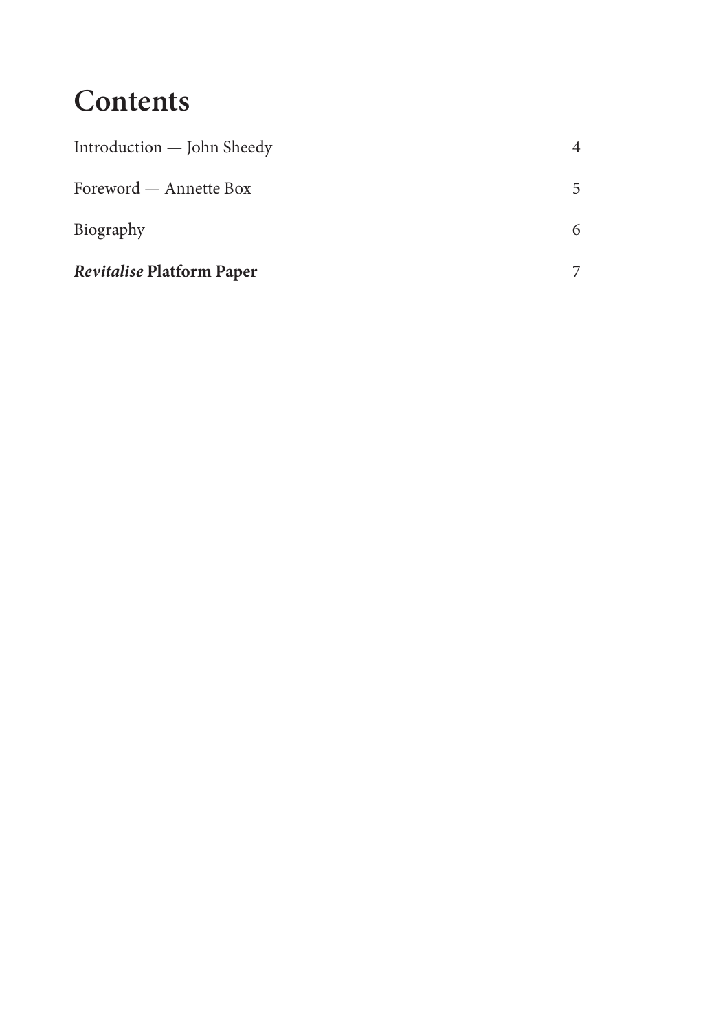# Contents

| | |
|---|---|
| Introduction — John Sheedy | 4 |
| Foreword — Annette Box | 5 |
| Biography | 6 |
| ***Revitalise*** **Platform Paper** | 7 |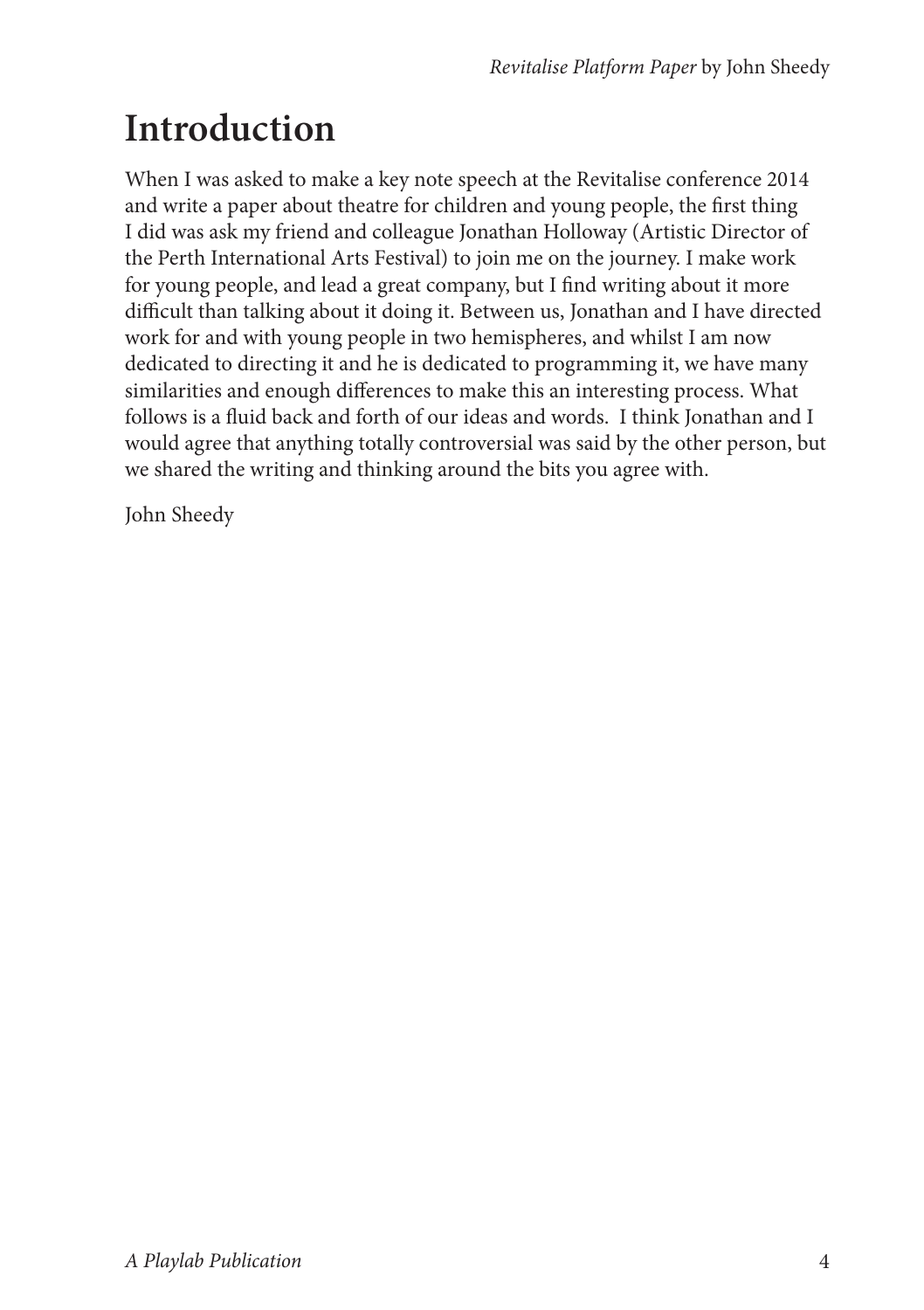# Introduction

When I was asked to make a key note speech at the Revitalise conference 2014 and write a paper about theatre for children and young people, the first thing I did was ask my friend and colleague Jonathan Holloway (Artistic Director of the Perth International Arts Festival) to join me on the journey. I make work for young people, and lead a great company, but I find writing about it more difficult than talking about it doing it. Between us, Jonathan and I have directed work for and with young people in two hemispheres, and whilst I am now dedicated to directing it and he is dedicated to programming it, we have many similarities and enough differences to make this an interesting process. What follows is a fluid back and forth of our ideas and words.  I think Jonathan and I would agree that anything totally controversial was said by the other person, but we shared the writing and thinking around the bits you agree with.

John Sheedy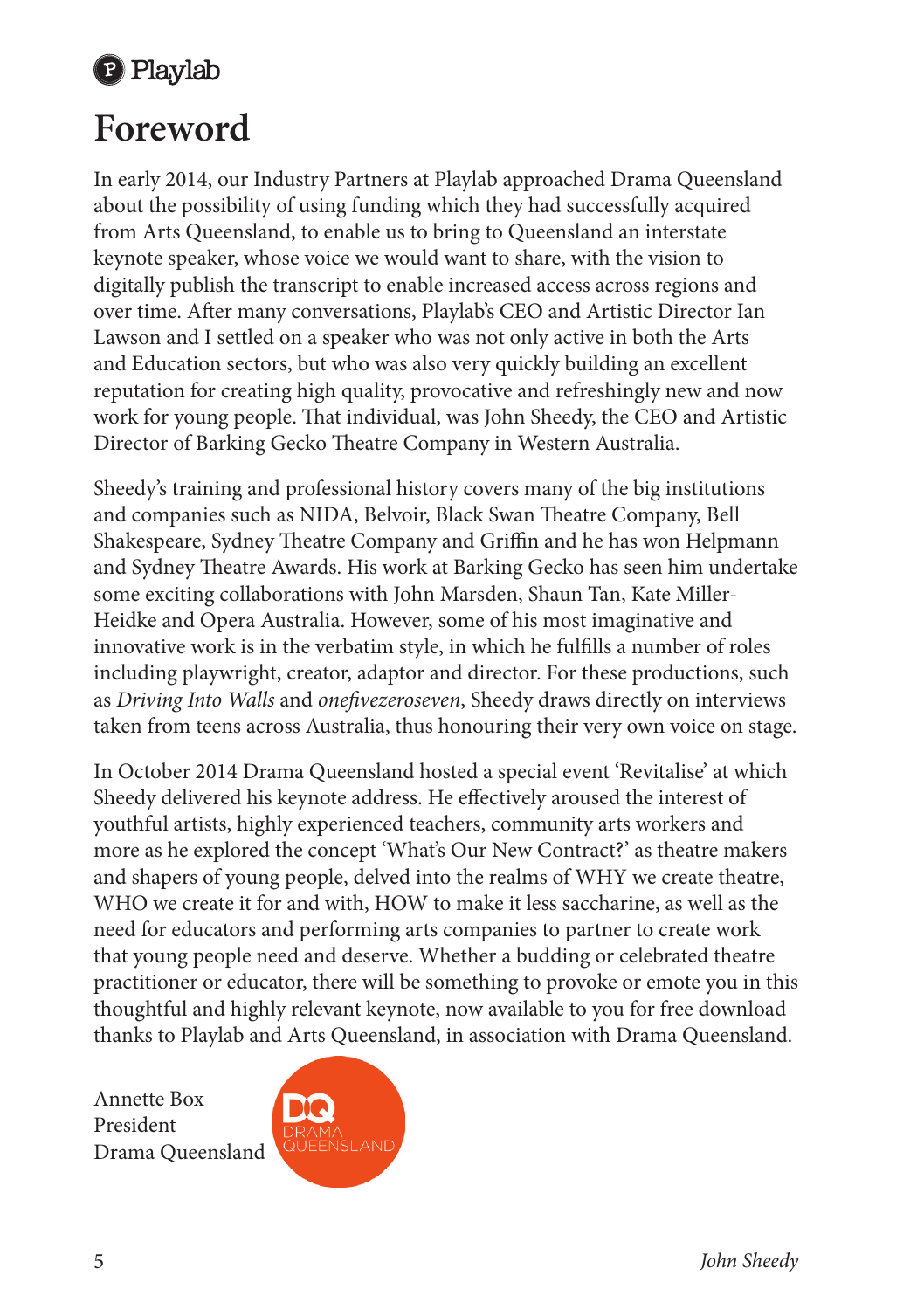# Foreword

In early 2014, our Industry Partners at Playlab approached Drama Queensland about the possibility of using funding which they had successfully acquired from Arts Queensland, to enable us to bring to Queensland an interstate keynote speaker, whose voice we would want to share, with the vision to digitally publish the transcript to enable increased access across regions and over time. After many conversations, Playlab's CEO and Artistic Director Ian Lawson and I settled on a speaker who was not only active in both the Arts and Education sectors, but who was also very quickly building an excellent reputation for creating high quality, provocative and refreshingly new and now work for young people. That individual, was John Sheedy, the CEO and Artistic Director of Barking Gecko Theatre Company in Western Australia.

Sheedy's training and professional history covers many of the big institutions and companies such as NIDA, Belvoir, Black Swan Theatre Company, Bell Shakespeare, Sydney Theatre Company and Griffin and he has won Helpmann and Sydney Theatre Awards. His work at Barking Gecko has seen him undertake some exciting collaborations with John Marsden, Shaun Tan, Kate Miller-Heidke and Opera Australia. However, some of his most imaginative and innovative work is in the verbatim style, in which he fulfills a number of roles including playwright, creator, adaptor and director. For these productions, such as *Driving Into Walls* and *onefivezeroseven*, Sheedy draws directly on interviews taken from teens across Australia, thus honouring their very own voice on stage.

In October 2014 Drama Queensland hosted a special event 'Revitalise' at which Sheedy delivered his keynote address. He effectively aroused the interest of youthful artists, highly experienced teachers, community arts workers and more as he explored the concept 'What's Our New Contract?' as theatre makers and shapers of young people, delved into the realms of WHY we create theatre, WHO we create it for and with, HOW to make it less saccharine, as well as the need for educators and performing arts companies to partner to create work that young people need and deserve. Whether a budding or celebrated theatre practitioner or educator, there will be something to provoke or emote you in this thoughtful and highly relevant keynote, now available to you for free download thanks to Playlab and Arts Queensland, in association with Drama Queensland.

Annette Box
President
Drama Queensland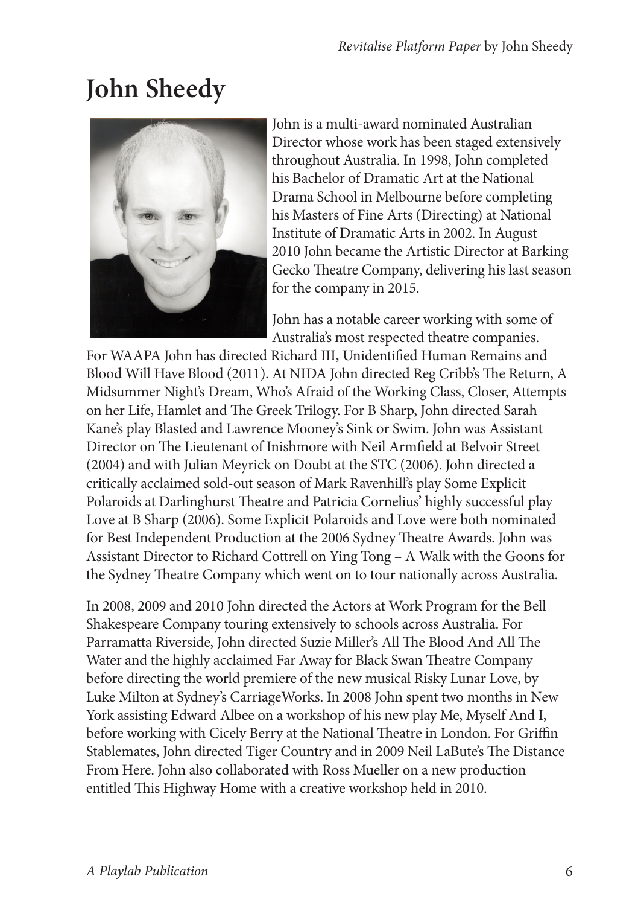# John Sheedy

John is a multi-award nominated Australian Director whose work has been staged extensively throughout Australia. In 1998, John completed his Bachelor of Dramatic Art at the National Drama School in Melbourne before completing his Masters of Fine Arts (Directing) at National Institute of Dramatic Arts in 2002. In August 2010 John became the Artistic Director at Barking Gecko Theatre Company, delivering his last season for the company in 2015.

John has a notable career working with some of Australia's most respected theatre companies. For WAAPA John has directed Richard III, Unidentified Human Remains and Blood Will Have Blood (2011). At NIDA John directed Reg Cribb's The Return, A Midsummer Night's Dream, Who's Afraid of the Working Class, Closer, Attempts on her Life, Hamlet and The Greek Trilogy. For B Sharp, John directed Sarah Kane's play Blasted and Lawrence Mooney's Sink or Swim. John was Assistant Director on The Lieutenant of Inishmore with Neil Armfield at Belvoir Street (2004) and with Julian Meyrick on Doubt at the STC (2006). John directed a critically acclaimed sold-out season of Mark Ravenhill's play Some Explicit Polaroids at Darlinghurst Theatre and Patricia Cornelius' highly successful play Love at B Sharp (2006). Some Explicit Polaroids and Love were both nominated for Best Independent Production at the 2006 Sydney Theatre Awards. John was Assistant Director to Richard Cottrell on Ying Tong – A Walk with the Goons for the Sydney Theatre Company which went on to tour nationally across Australia.

In 2008, 2009 and 2010 John directed the Actors at Work Program for the Bell Shakespeare Company touring extensively to schools across Australia. For Parramatta Riverside, John directed Suzie Miller's All The Blood And All The Water and the highly acclaimed Far Away for Black Swan Theatre Company before directing the world premiere of the new musical Risky Lunar Love, by Luke Milton at Sydney's CarriageWorks. In 2008 John spent two months in New York assisting Edward Albee on a workshop of his new play Me, Myself And I, before working with Cicely Berry at the National Theatre in London. For Griffin Stablemates, John directed Tiger Country and in 2009 Neil LaBute's The Distance From Here. John also collaborated with Ross Mueller on a new production entitled This Highway Home with a creative workshop held in 2010.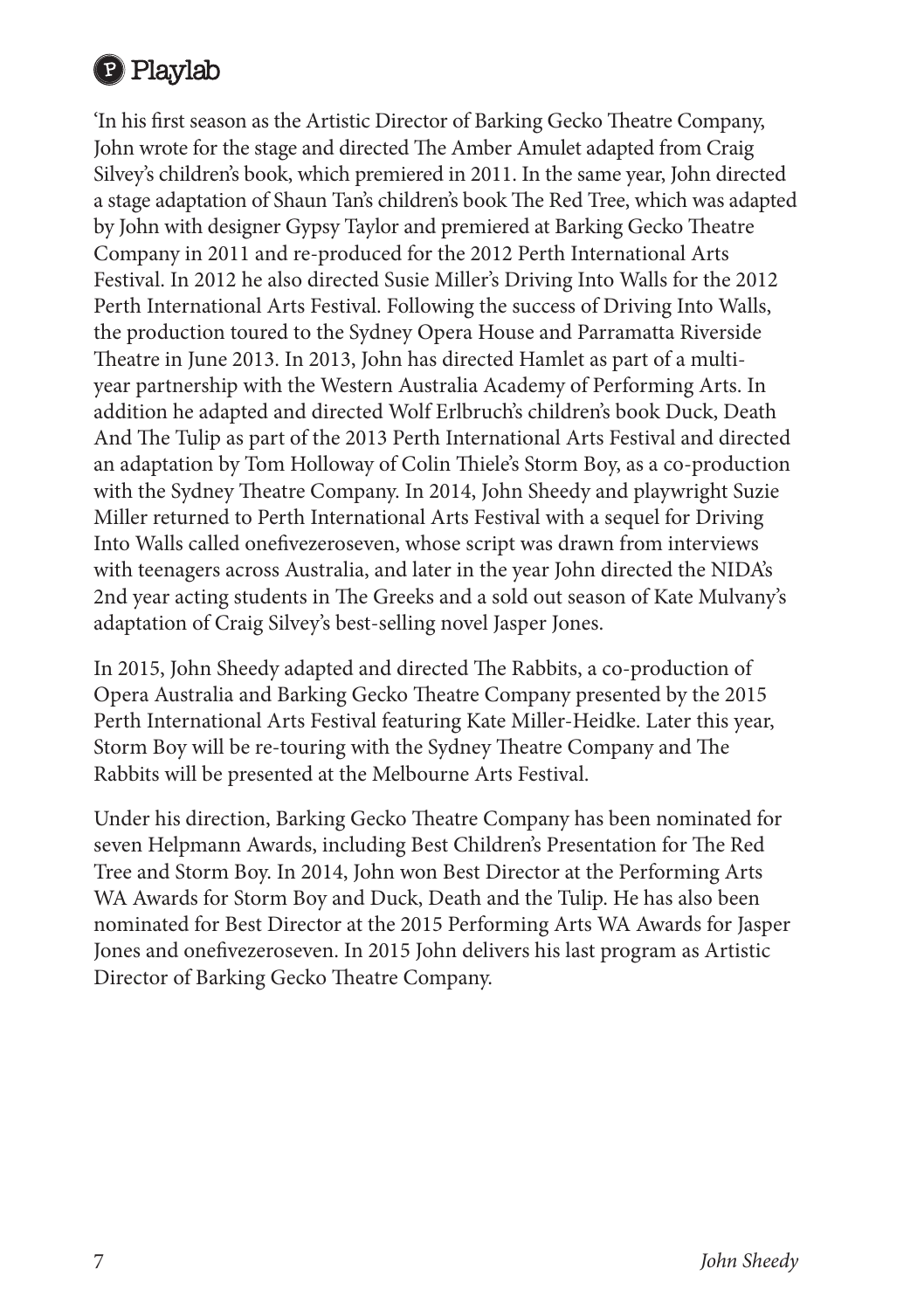'In his first season as the Artistic Director of Barking Gecko Theatre Company, John wrote for the stage and directed The Amber Amulet adapted from Craig Silvey's children's book, which premiered in 2011. In the same year, John directed a stage adaptation of Shaun Tan's children's book The Red Tree, which was adapted by John with designer Gypsy Taylor and premiered at Barking Gecko Theatre Company in 2011 and re-produced for the 2012 Perth International Arts Festival. In 2012 he also directed Susie Miller's Driving Into Walls for the 2012 Perth International Arts Festival. Following the success of Driving Into Walls, the production toured to the Sydney Opera House and Parramatta Riverside Theatre in June 2013. In 2013, John has directed Hamlet as part of a multi-year partnership with the Western Australia Academy of Performing Arts. In addition he adapted and directed Wolf Erlbruch's children's book Duck, Death And The Tulip as part of the 2013 Perth International Arts Festival and directed an adaptation by Tom Holloway of Colin Thiele's Storm Boy, as a co-production with the Sydney Theatre Company. In 2014, John Sheedy and playwright Suzie Miller returned to Perth International Arts Festival with a sequel for Driving Into Walls called onefivezeroseven, whose script was drawn from interviews with teenagers across Australia, and later in the year John directed the NIDA's 2nd year acting students in The Greeks and a sold out season of Kate Mulvany's adaptation of Craig Silvey's best-selling novel Jasper Jones.

In 2015, John Sheedy adapted and directed The Rabbits, a co-production of Opera Australia and Barking Gecko Theatre Company presented by the 2015 Perth International Arts Festival featuring Kate Miller-Heidke. Later this year, Storm Boy will be re-touring with the Sydney Theatre Company and The Rabbits will be presented at the Melbourne Arts Festival.

Under his direction, Barking Gecko Theatre Company has been nominated for seven Helpmann Awards, including Best Children's Presentation for The Red Tree and Storm Boy. In 2014, John won Best Director at the Performing Arts WA Awards for Storm Boy and Duck, Death and the Tulip. He has also been nominated for Best Director at the 2015 Performing Arts WA Awards for Jasper Jones and onefivezeroseven. In 2015 John delivers his last program as Artistic Director of Barking Gecko Theatre Company.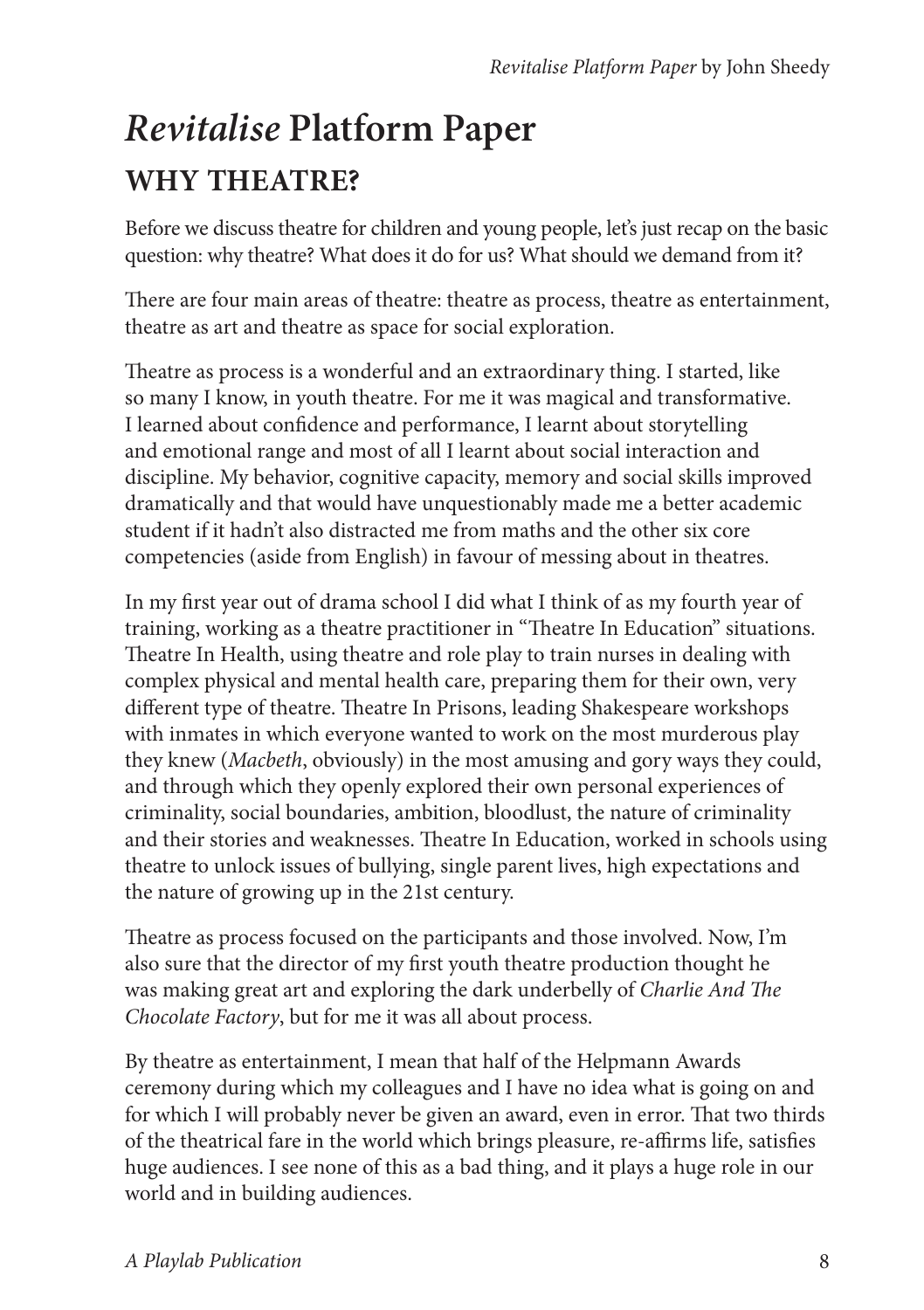# *Revitalise* Platform Paper

## WHY THEATRE?

Before we discuss theatre for children and young people, let's just recap on the basic question: why theatre? What does it do for us? What should we demand from it?

There are four main areas of theatre: theatre as process, theatre as entertainment, theatre as art and theatre as space for social exploration.

Theatre as process is a wonderful and an extraordinary thing. I started, like so many I know, in youth theatre. For me it was magical and transformative. I learned about confidence and performance, I learnt about storytelling and emotional range and most of all I learnt about social interaction and discipline. My behavior, cognitive capacity, memory and social skills improved dramatically and that would have unquestionably made me a better academic student if it hadn't also distracted me from maths and the other six core competencies (aside from English) in favour of messing about in theatres.

In my first year out of drama school I did what I think of as my fourth year of training, working as a theatre practitioner in "Theatre In Education" situations. Theatre In Health, using theatre and role play to train nurses in dealing with complex physical and mental health care, preparing them for their own, very different type of theatre. Theatre In Prisons, leading Shakespeare workshops with inmates in which everyone wanted to work on the most murderous play they knew (*Macbeth*, obviously) in the most amusing and gory ways they could, and through which they openly explored their own personal experiences of criminality, social boundaries, ambition, bloodlust, the nature of criminality and their stories and weaknesses. Theatre In Education, worked in schools using theatre to unlock issues of bullying, single parent lives, high expectations and the nature of growing up in the 21st century.

Theatre as process focused on the participants and those involved. Now, I'm also sure that the director of my first youth theatre production thought he was making great art and exploring the dark underbelly of *Charlie And The Chocolate Factory*, but for me it was all about process.

By theatre as entertainment, I mean that half of the Helpmann Awards ceremony during which my colleagues and I have no idea what is going on and for which I will probably never be given an award, even in error. That two thirds of the theatrical fare in the world which brings pleasure, re-affirms life, satisfies huge audiences. I see none of this as a bad thing, and it plays a huge role in our world and in building audiences.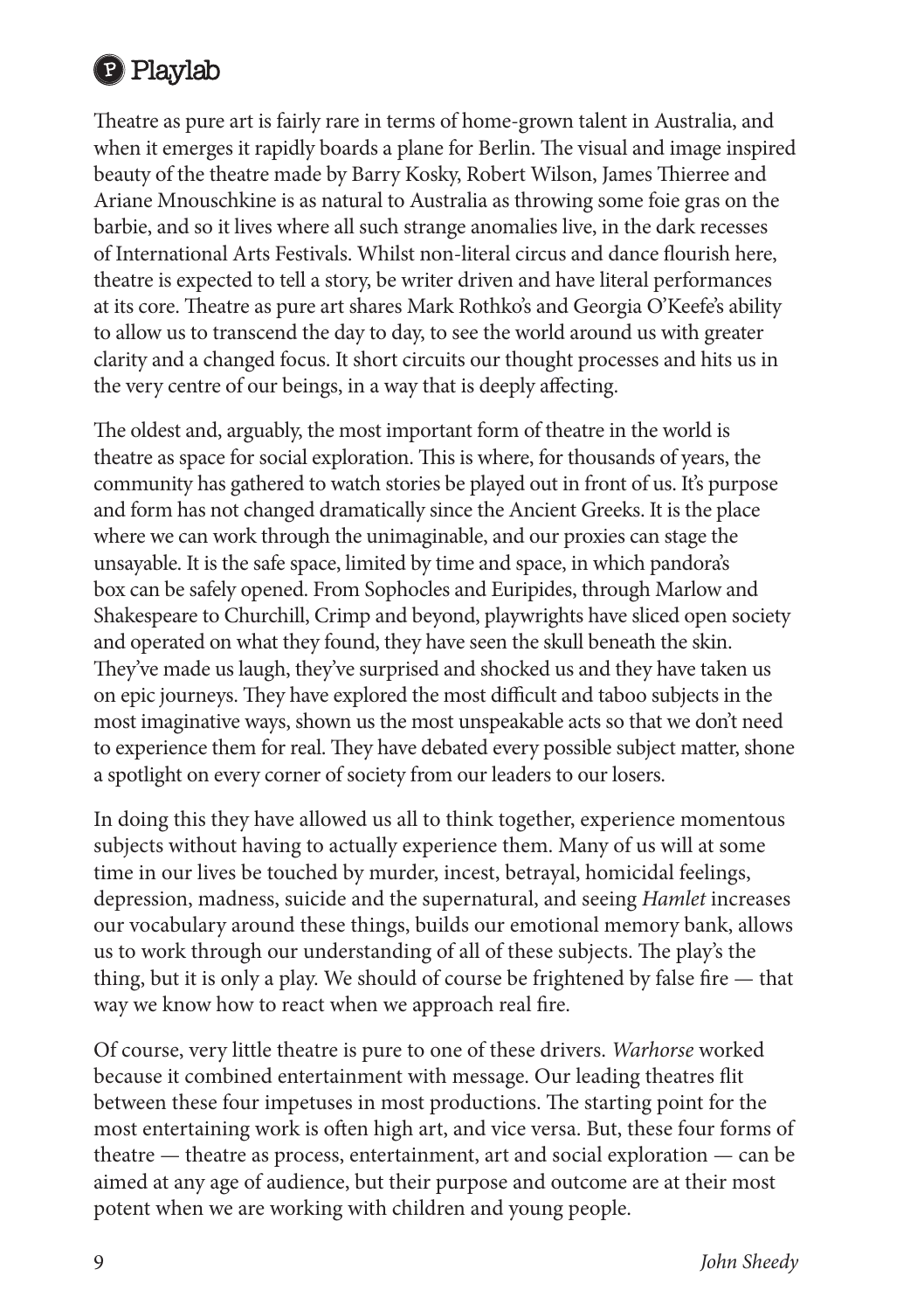Theatre as pure art is fairly rare in terms of home-grown talent in Australia, and when it emerges it rapidly boards a plane for Berlin. The visual and image inspired beauty of the theatre made by Barry Kosky, Robert Wilson, James Thierree and Ariane Mnouschkine is as natural to Australia as throwing some foie gras on the barbie, and so it lives where all such strange anomalies live, in the dark recesses of International Arts Festivals. Whilst non-literal circus and dance flourish here, theatre is expected to tell a story, be writer driven and have literal performances at its core. Theatre as pure art shares Mark Rothko's and Georgia O'Keefe's ability to allow us to transcend the day to day, to see the world around us with greater clarity and a changed focus. It short circuits our thought processes and hits us in the very centre of our beings, in a way that is deeply affecting.

The oldest and, arguably, the most important form of theatre in the world is theatre as space for social exploration. This is where, for thousands of years, the community has gathered to watch stories be played out in front of us. It's purpose and form has not changed dramatically since the Ancient Greeks. It is the place where we can work through the unimaginable, and our proxies can stage the unsayable. It is the safe space, limited by time and space, in which pandora's box can be safely opened. From Sophocles and Euripides, through Marlow and Shakespeare to Churchill, Crimp and beyond, playwrights have sliced open society and operated on what they found, they have seen the skull beneath the skin. They've made us laugh, they've surprised and shocked us and they have taken us on epic journeys. They have explored the most difficult and taboo subjects in the most imaginative ways, shown us the most unspeakable acts so that we don't need to experience them for real. They have debated every possible subject matter, shone a spotlight on every corner of society from our leaders to our losers.

In doing this they have allowed us all to think together, experience momentous subjects without having to actually experience them. Many of us will at some time in our lives be touched by murder, incest, betrayal, homicidal feelings, depression, madness, suicide and the supernatural, and seeing *Hamlet* increases our vocabulary around these things, builds our emotional memory bank, allows us to work through our understanding of all of these subjects. The play's the thing, but it is only a play. We should of course be frightened by false fire — that way we know how to react when we approach real fire.

Of course, very little theatre is pure to one of these drivers. *Warhorse* worked because it combined entertainment with message. Our leading theatres flit between these four impetuses in most productions. The starting point for the most entertaining work is often high art, and vice versa. But, these four forms of theatre — theatre as process, entertainment, art and social exploration — can be aimed at any age of audience, but their purpose and outcome are at their most potent when we are working with children and young people.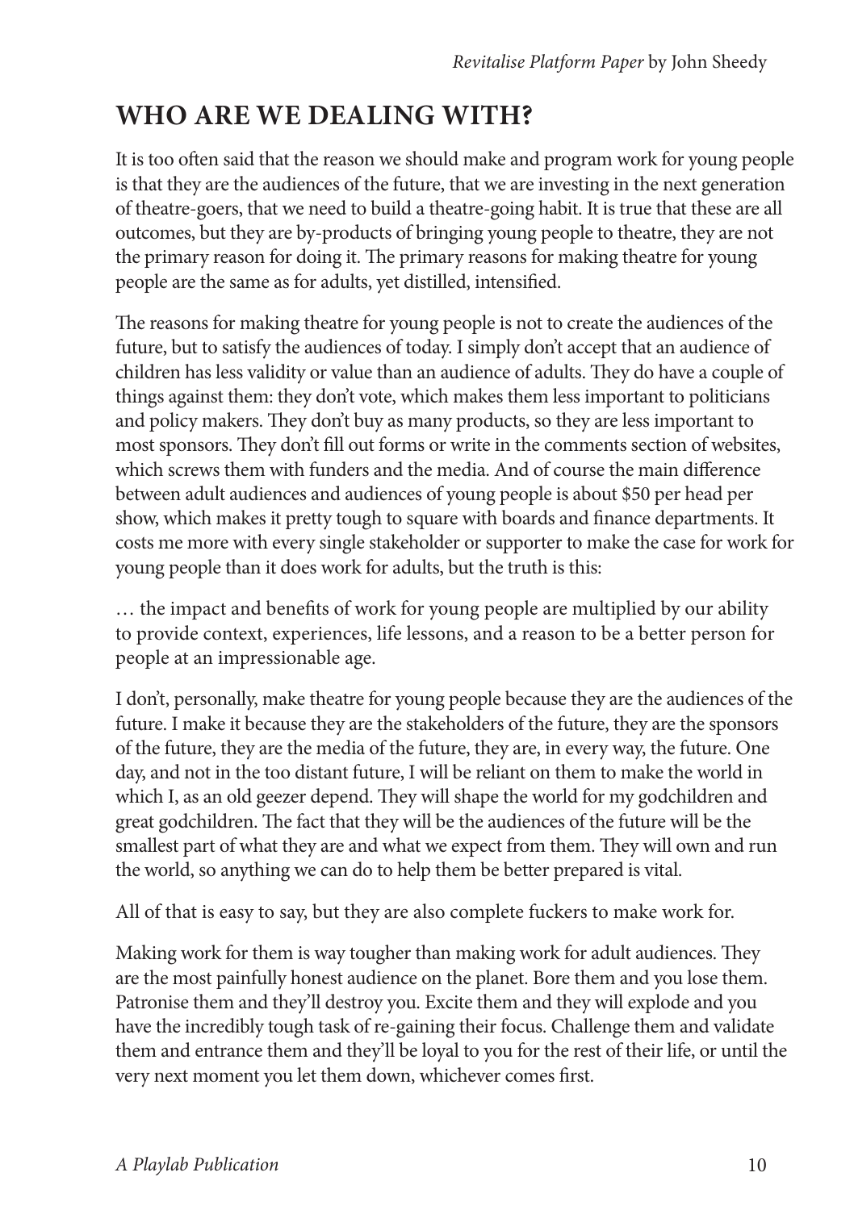## WHO ARE WE DEALING WITH?

It is too often said that the reason we should make and program work for young people is that they are the audiences of the future, that we are investing in the next generation of theatre-goers, that we need to build a theatre-going habit. It is true that these are all outcomes, but they are by-products of bringing young people to theatre, they are not the primary reason for doing it. The primary reasons for making theatre for young people are the same as for adults, yet distilled, intensified.

The reasons for making theatre for young people is not to create the audiences of the future, but to satisfy the audiences of today. I simply don't accept that an audience of children has less validity or value than an audience of adults. They do have a couple of things against them: they don't vote, which makes them less important to politicians and policy makers. They don't buy as many products, so they are less important to most sponsors. They don't fill out forms or write in the comments section of websites, which screws them with funders and the media. And of course the main difference between adult audiences and audiences of young people is about $50 per head per show, which makes it pretty tough to square with boards and finance departments. It costs me more with every single stakeholder or supporter to make the case for work for young people than it does work for adults, but the truth is this:

… the impact and benefits of work for young people are multiplied by our ability to provide context, experiences, life lessons, and a reason to be a better person for people at an impressionable age.

I don't, personally, make theatre for young people because they are the audiences of the future. I make it because they are the stakeholders of the future, they are the sponsors of the future, they are the media of the future, they are, in every way, the future. One day, and not in the too distant future, I will be reliant on them to make the world in which I, as an old geezer depend. They will shape the world for my godchildren and great godchildren. The fact that they will be the audiences of the future will be the smallest part of what they are and what we expect from them. They will own and run the world, so anything we can do to help them be better prepared is vital.

All of that is easy to say, but they are also complete fuckers to make work for.

Making work for them is way tougher than making work for adult audiences. They are the most painfully honest audience on the planet. Bore them and you lose them. Patronise them and they'll destroy you. Excite them and they will explode and you have the incredibly tough task of re-gaining their focus. Challenge them and validate them and entrance them and they'll be loyal to you for the rest of their life, or until the very next moment you let them down, whichever comes first.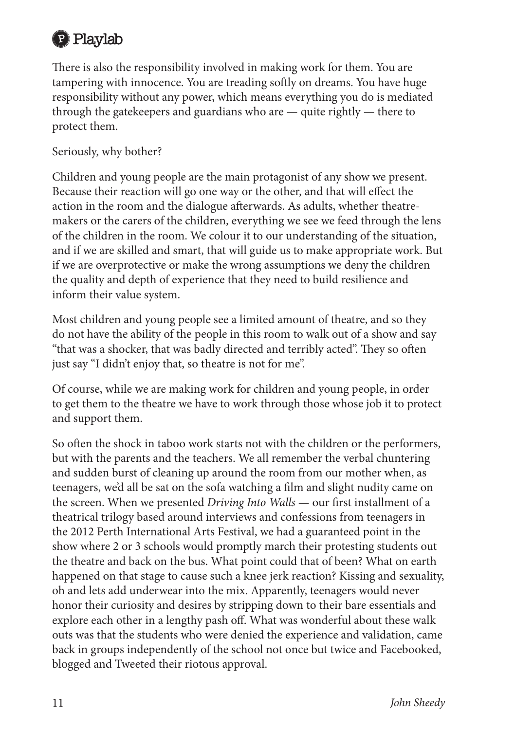There is also the responsibility involved in making work for them. You are tampering with innocence. You are treading softly on dreams. You have huge responsibility without any power, which means everything you do is mediated through the gatekeepers and guardians who are — quite rightly — there to protect them.

Seriously, why bother?

Children and young people are the main protagonist of any show we present. Because their reaction will go one way or the other, and that will effect the action in the room and the dialogue afterwards. As adults, whether theatre-makers or the carers of the children, everything we see we feed through the lens of the children in the room. We colour it to our understanding of the situation, and if we are skilled and smart, that will guide us to make appropriate work. But if we are overprotective or make the wrong assumptions we deny the children the quality and depth of experience that they need to build resilience and inform their value system.

Most children and young people see a limited amount of theatre, and so they do not have the ability of the people in this room to walk out of a show and say "that was a shocker, that was badly directed and terribly acted". They so often just say "I didn't enjoy that, so theatre is not for me".

Of course, while we are making work for children and young people, in order to get them to the theatre we have to work through those whose job it to protect and support them.

So often the shock in taboo work starts not with the children or the performers, but with the parents and the teachers. We all remember the verbal chuntering and sudden burst of cleaning up around the room from our mother when, as teenagers, we'd all be sat on the sofa watching a film and slight nudity came on the screen. When we presented *Driving Into Walls* — our first installment of a theatrical trilogy based around interviews and confessions from teenagers in the 2012 Perth International Arts Festival, we had a guaranteed point in the show where 2 or 3 schools would promptly march their protesting students out the theatre and back on the bus. What point could that of been? What on earth happened on that stage to cause such a knee jerk reaction? Kissing and sexuality, oh and lets add underwear into the mix. Apparently, teenagers would never honor their curiosity and desires by stripping down to their bare essentials and explore each other in a lengthy pash off. What was wonderful about these walk outs was that the students who were denied the experience and validation, came back in groups independently of the school not once but twice and Facebooked, blogged and Tweeted their riotous approval.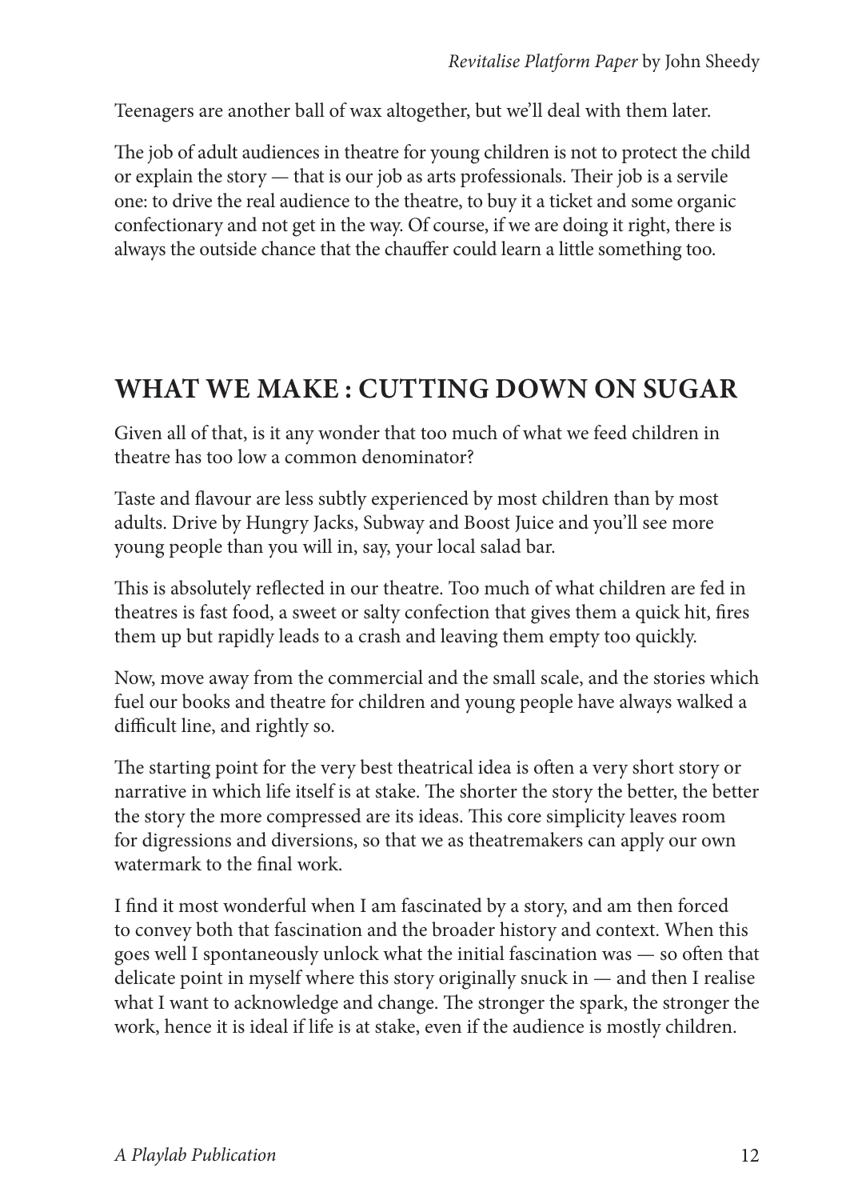Teenagers are another ball of wax altogether, but we'll deal with them later.

The job of adult audiences in theatre for young children is not to protect the child or explain the story — that is our job as arts professionals. Their job is a servile one: to drive the real audience to the theatre, to buy it a ticket and some organic confectionary and not get in the way. Of course, if we are doing it right, there is always the outside chance that the chauffer could learn a little something too.

## WHAT WE MAKE : CUTTING DOWN ON SUGAR

Given all of that, is it any wonder that too much of what we feed children in theatre has too low a common denominator?

Taste and flavour are less subtly experienced by most children than by most adults. Drive by Hungry Jacks, Subway and Boost Juice and you'll see more young people than you will in, say, your local salad bar.

This is absolutely reflected in our theatre. Too much of what children are fed in theatres is fast food, a sweet or salty confection that gives them a quick hit, fires them up but rapidly leads to a crash and leaving them empty too quickly.

Now, move away from the commercial and the small scale, and the stories which fuel our books and theatre for children and young people have always walked a difficult line, and rightly so.

The starting point for the very best theatrical idea is often a very short story or narrative in which life itself is at stake. The shorter the story the better, the better the story the more compressed are its ideas. This core simplicity leaves room for digressions and diversions, so that we as theatremakers can apply our own watermark to the final work.

I find it most wonderful when I am fascinated by a story, and am then forced to convey both that fascination and the broader history and context. When this goes well I spontaneously unlock what the initial fascination was — so often that delicate point in myself where this story originally snuck in — and then I realise what I want to acknowledge and change. The stronger the spark, the stronger the work, hence it is ideal if life is at stake, even if the audience is mostly children.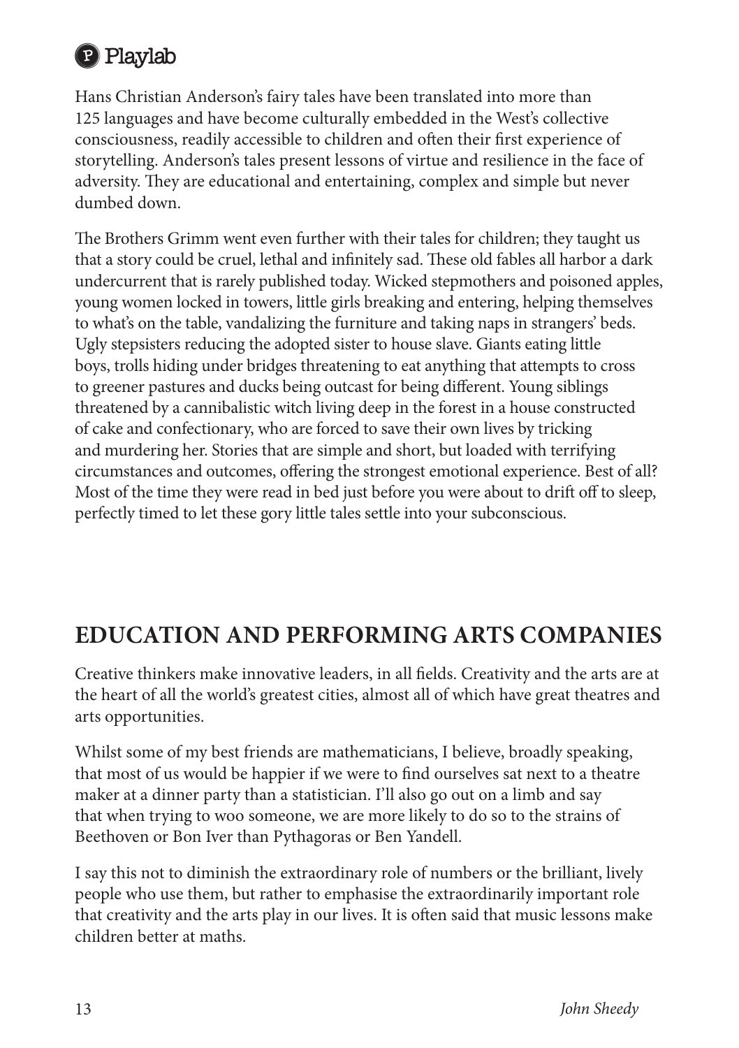Hans Christian Anderson's fairy tales have been translated into more than 125 languages and have become culturally embedded in the West's collective consciousness, readily accessible to children and often their first experience of storytelling. Anderson's tales present lessons of virtue and resilience in the face of adversity. They are educational and entertaining, complex and simple but never dumbed down.

The Brothers Grimm went even further with their tales for children; they taught us that a story could be cruel, lethal and infinitely sad. These old fables all harbor a dark undercurrent that is rarely published today. Wicked stepmothers and poisoned apples, young women locked in towers, little girls breaking and entering, helping themselves to what's on the table, vandalizing the furniture and taking naps in strangers' beds. Ugly stepsisters reducing the adopted sister to house slave. Giants eating little boys, trolls hiding under bridges threatening to eat anything that attempts to cross to greener pastures and ducks being outcast for being different. Young siblings threatened by a cannibalistic witch living deep in the forest in a house constructed of cake and confectionary, who are forced to save their own lives by tricking and murdering her. Stories that are simple and short, but loaded with terrifying circumstances and outcomes, offering the strongest emotional experience. Best of all? Most of the time they were read in bed just before you were about to drift off to sleep, perfectly timed to let these gory little tales settle into your subconscious.

## EDUCATION AND PERFORMING ARTS COMPANIES

Creative thinkers make innovative leaders, in all fields. Creativity and the arts are at the heart of all the world's greatest cities, almost all of which have great theatres and arts opportunities.

Whilst some of my best friends are mathematicians, I believe, broadly speaking, that most of us would be happier if we were to find ourselves sat next to a theatre maker at a dinner party than a statistician. I'll also go out on a limb and say that when trying to woo someone, we are more likely to do so to the strains of Beethoven or Bon Iver than Pythagoras or Ben Yandell.

I say this not to diminish the extraordinary role of numbers or the brilliant, lively people who use them, but rather to emphasise the extraordinarily important role that creativity and the arts play in our lives. It is often said that music lessons make children better at maths.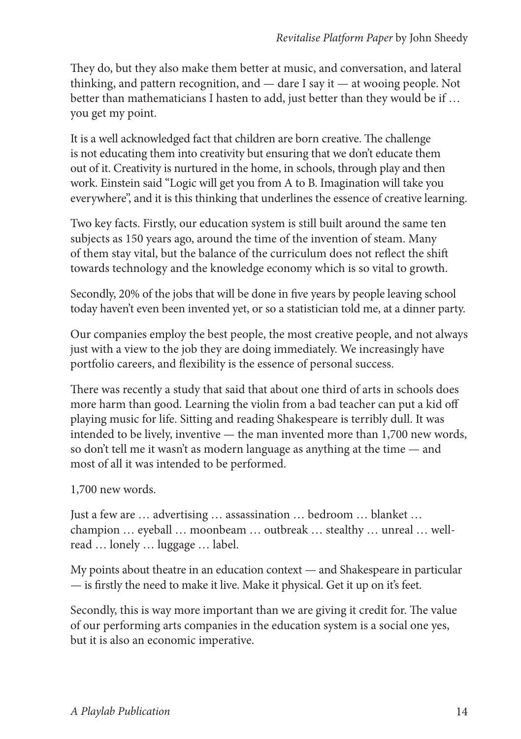They do, but they also make them better at music, and conversation, and lateral thinking, and pattern recognition, and — dare I say it — at wooing people. Not better than mathematicians I hasten to add, just better than they would be if … you get my point.

It is a well acknowledged fact that children are born creative. The challenge is not educating them into creativity but ensuring that we don't educate them out of it. Creativity is nurtured in the home, in schools, through play and then work. Einstein said "Logic will get you from A to B. Imagination will take you everywhere", and it is this thinking that underlines the essence of creative learning.

Two key facts. Firstly, our education system is still built around the same ten subjects as 150 years ago, around the time of the invention of steam. Many of them stay vital, but the balance of the curriculum does not reflect the shift towards technology and the knowledge economy which is so vital to growth.

Secondly, 20% of the jobs that will be done in five years by people leaving school today haven't even been invented yet, or so a statistician told me, at a dinner party.

Our companies employ the best people, the most creative people, and not always just with a view to the job they are doing immediately. We increasingly have portfolio careers, and flexibility is the essence of personal success.

There was recently a study that said that about one third of arts in schools does more harm than good. Learning the violin from a bad teacher can put a kid off playing music for life. Sitting and reading Shakespeare is terribly dull. It was intended to be lively, inventive — the man invented more than 1,700 new words, so don't tell me it wasn't as modern language as anything at the time — and most of all it was intended to be performed.

1,700 new words.

Just a few are … advertising … assassination … bedroom … blanket … champion … eyeball … moonbeam … outbreak … stealthy … unreal … well-read … lonely … luggage … label.

My points about theatre in an education context — and Shakespeare in particular — is firstly the need to make it live. Make it physical. Get it up on it's feet.

Secondly, this is way more important than we are giving it credit for. The value of our performing arts companies in the education system is a social one yes, but it is also an economic imperative.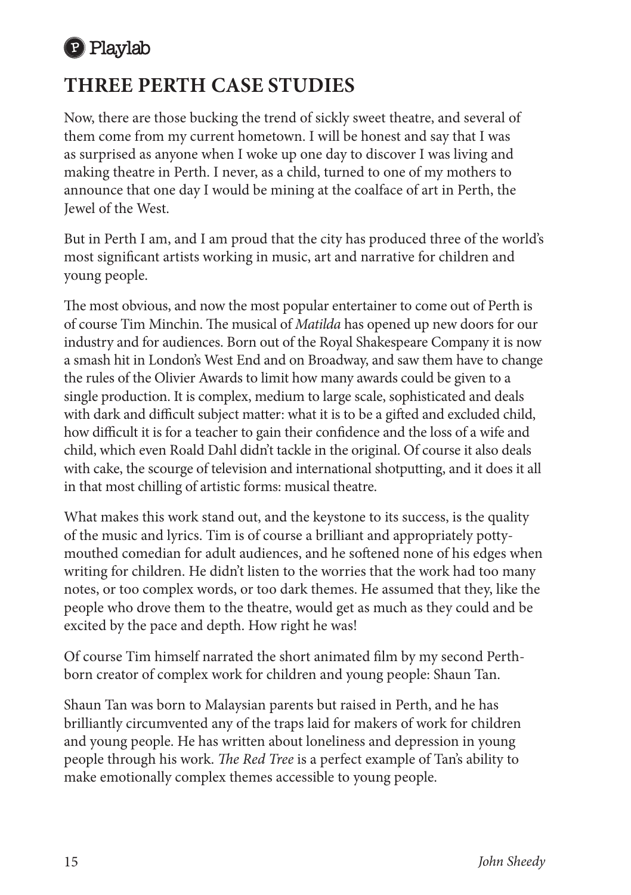## THREE PERTH CASE STUDIES

Now, there are those bucking the trend of sickly sweet theatre, and several of them come from my current hometown. I will be honest and say that I was as surprised as anyone when I woke up one day to discover I was living and making theatre in Perth. I never, as a child, turned to one of my mothers to announce that one day I would be mining at the coalface of art in Perth, the Jewel of the West.

But in Perth I am, and I am proud that the city has produced three of the world's most significant artists working in music, art and narrative for children and young people.

The most obvious, and now the most popular entertainer to come out of Perth is of course Tim Minchin. The musical of *Matilda* has opened up new doors for our industry and for audiences. Born out of the Royal Shakespeare Company it is now a smash hit in London's West End and on Broadway, and saw them have to change the rules of the Olivier Awards to limit how many awards could be given to a single production. It is complex, medium to large scale, sophisticated and deals with dark and difficult subject matter: what it is to be a gifted and excluded child, how difficult it is for a teacher to gain their confidence and the loss of a wife and child, which even Roald Dahl didn't tackle in the original. Of course it also deals with cake, the scourge of television and international shotputting, and it does it all in that most chilling of artistic forms: musical theatre.

What makes this work stand out, and the keystone to its success, is the quality of the music and lyrics. Tim is of course a brilliant and appropriately potty-mouthed comedian for adult audiences, and he softened none of his edges when writing for children. He didn't listen to the worries that the work had too many notes, or too complex words, or too dark themes. He assumed that they, like the people who drove them to the theatre, would get as much as they could and be excited by the pace and depth. How right he was!

Of course Tim himself narrated the short animated film by my second Perth-born creator of complex work for children and young people: Shaun Tan.

Shaun Tan was born to Malaysian parents but raised in Perth, and he has brilliantly circumvented any of the traps laid for makers of work for children and young people. He has written about loneliness and depression in young people through his work. *The Red Tree* is a perfect example of Tan's ability to make emotionally complex themes accessible to young people.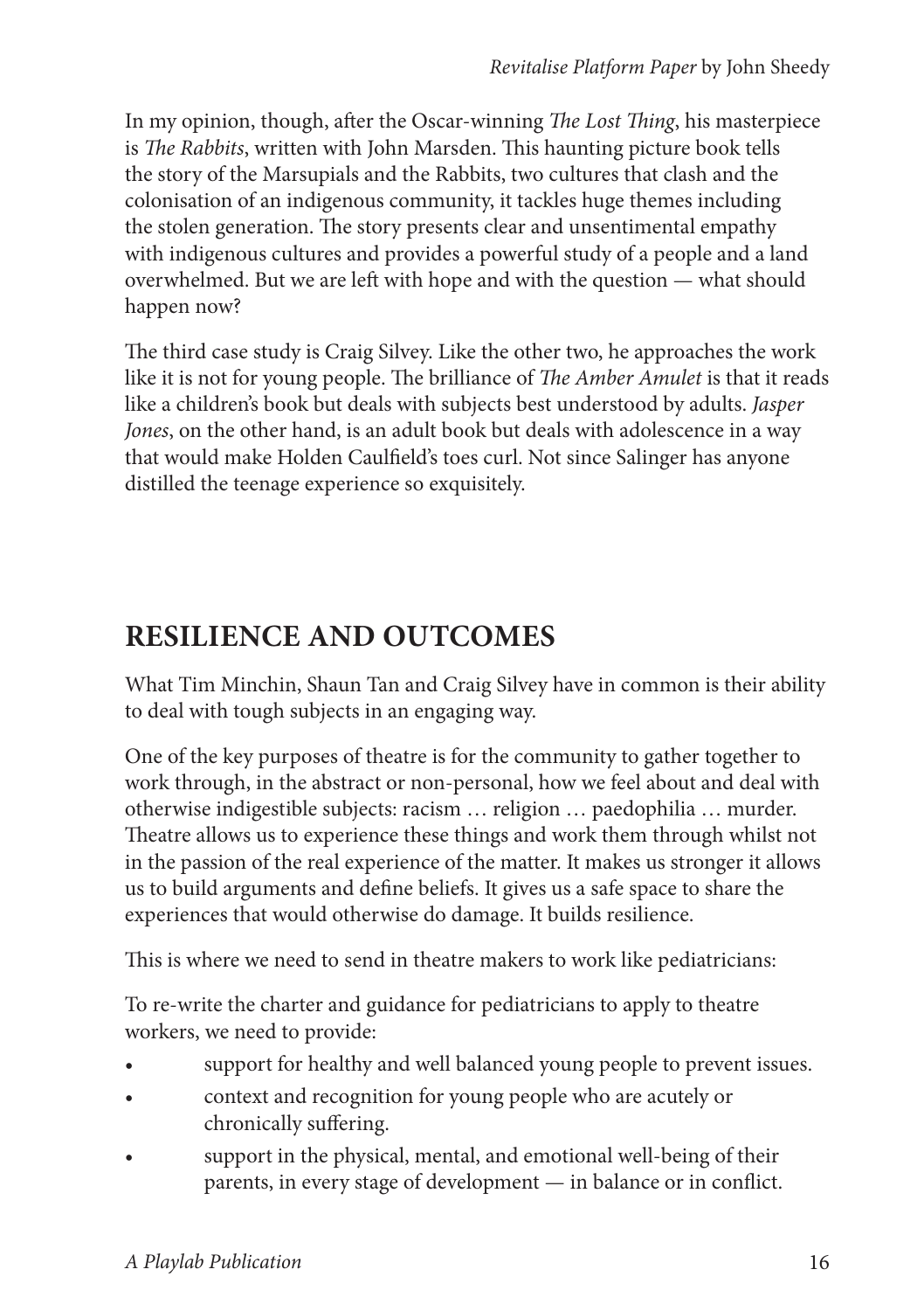In my opinion, though, after the Oscar-winning *The Lost Thing*, his masterpiece is *The Rabbits*, written with John Marsden. This haunting picture book tells the story of the Marsupials and the Rabbits, two cultures that clash and the colonisation of an indigenous community, it tackles huge themes including the stolen generation. The story presents clear and unsentimental empathy with indigenous cultures and provides a powerful study of a people and a land overwhelmed. But we are left with hope and with the question — what should happen now?

The third case study is Craig Silvey. Like the other two, he approaches the work like it is not for young people. The brilliance of *The Amber Amulet* is that it reads like a children's book but deals with subjects best understood by adults. *Jasper Jones*, on the other hand, is an adult book but deals with adolescence in a way that would make Holden Caulfield's toes curl. Not since Salinger has anyone distilled the teenage experience so exquisitely.

## RESILIENCE AND OUTCOMES

What Tim Minchin, Shaun Tan and Craig Silvey have in common is their ability to deal with tough subjects in an engaging way.

One of the key purposes of theatre is for the community to gather together to work through, in the abstract or non-personal, how we feel about and deal with otherwise indigestible subjects: racism … religion … paedophilia … murder. Theatre allows us to experience these things and work them through whilst not in the passion of the real experience of the matter. It makes us stronger it allows us to build arguments and define beliefs. It gives us a safe space to share the experiences that would otherwise do damage. It builds resilience.

This is where we need to send in theatre makers to work like pediatricians:

To re-write the charter and guidance for pediatricians to apply to theatre workers, we need to provide:

- support for healthy and well balanced young people to prevent issues.
- context and recognition for young people who are acutely or chronically suffering.
- support in the physical, mental, and emotional well-being of their parents, in every stage of development — in balance or in conflict.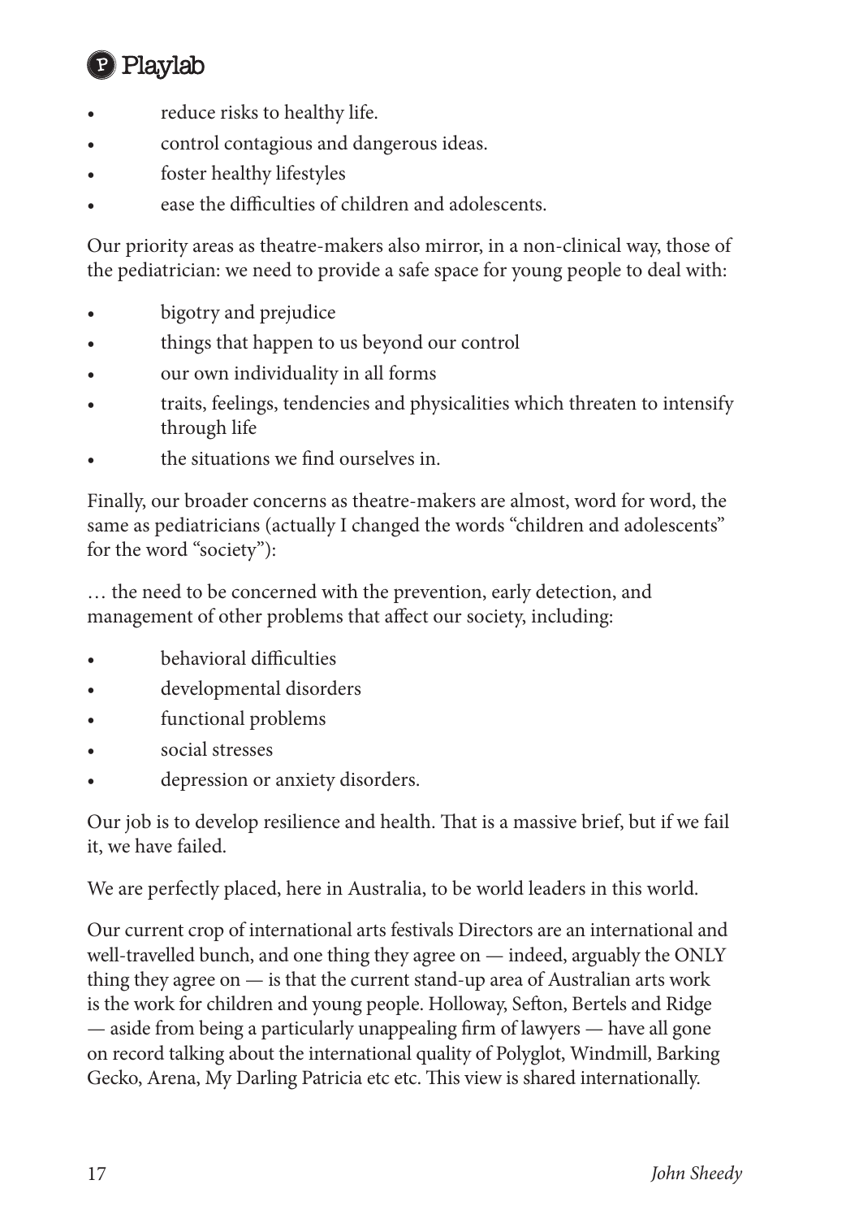- reduce risks to healthy life.
- control contagious and dangerous ideas.
- foster healthy lifestyles
- ease the difficulties of children and adolescents.

Our priority areas as theatre-makers also mirror, in a non-clinical way, those of the pediatrician: we need to provide a safe space for young people to deal with:

- bigotry and prejudice
- things that happen to us beyond our control
- our own individuality in all forms
- traits, feelings, tendencies and physicalities which threaten to intensify through life
- the situations we find ourselves in.

Finally, our broader concerns as theatre-makers are almost, word for word, the same as pediatricians (actually I changed the words "children and adolescents" for the word "society"):

… the need to be concerned with the prevention, early detection, and management of other problems that affect our society, including:

- behavioral difficulties
- developmental disorders
- functional problems
- social stresses
- depression or anxiety disorders.

Our job is to develop resilience and health. That is a massive brief, but if we fail it, we have failed.

We are perfectly placed, here in Australia, to be world leaders in this world.

Our current crop of international arts festivals Directors are an international and well-travelled bunch, and one thing they agree on — indeed, arguably the ONLY thing they agree on — is that the current stand-up area of Australian arts work is the work for children and young people. Holloway, Sefton, Bertels and Ridge — aside from being a particularly unappealing firm of lawyers — have all gone on record talking about the international quality of Polyglot, Windmill, Barking Gecko, Arena, My Darling Patricia etc etc. This view is shared internationally.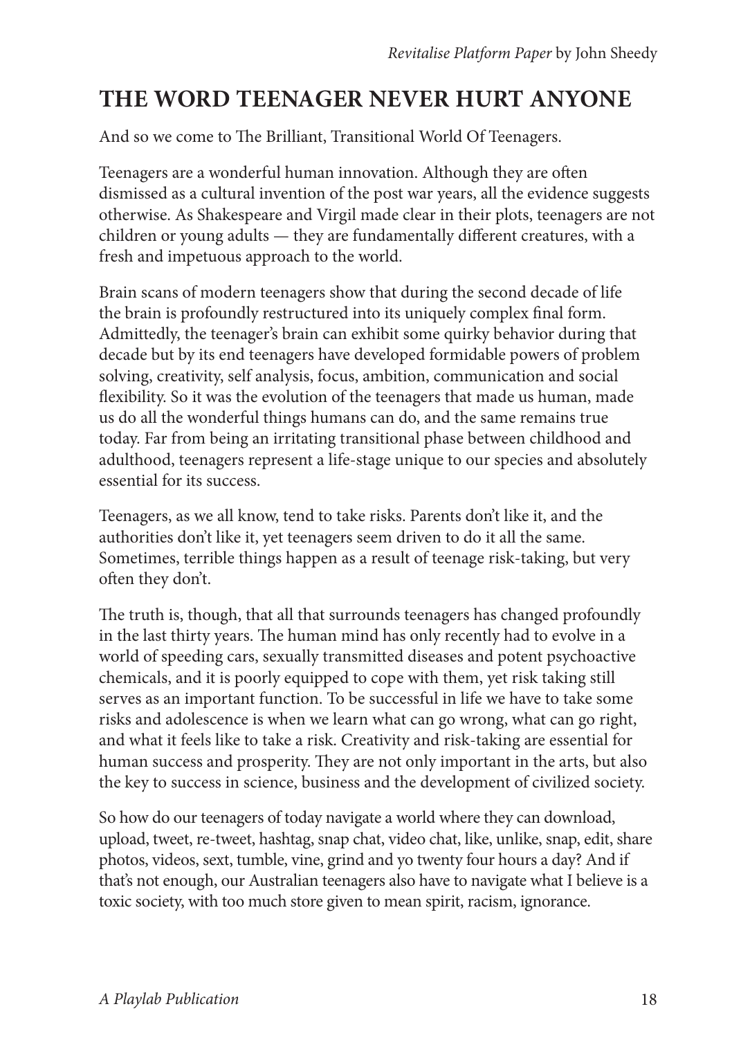## THE WORD TEENAGER NEVER HURT ANYONE

And so we come to The Brilliant, Transitional World Of Teenagers.

Teenagers are a wonderful human innovation. Although they are often dismissed as a cultural invention of the post war years, all the evidence suggests otherwise. As Shakespeare and Virgil made clear in their plots, teenagers are not children or young adults — they are fundamentally different creatures, with a fresh and impetuous approach to the world.

Brain scans of modern teenagers show that during the second decade of life the brain is profoundly restructured into its uniquely complex final form. Admittedly, the teenager's brain can exhibit some quirky behavior during that decade but by its end teenagers have developed formidable powers of problem solving, creativity, self analysis, focus, ambition, communication and social flexibility. So it was the evolution of the teenagers that made us human, made us do all the wonderful things humans can do, and the same remains true today. Far from being an irritating transitional phase between childhood and adulthood, teenagers represent a life-stage unique to our species and absolutely essential for its success.

Teenagers, as we all know, tend to take risks. Parents don't like it, and the authorities don't like it, yet teenagers seem driven to do it all the same. Sometimes, terrible things happen as a result of teenage risk-taking, but very often they don't.

The truth is, though, that all that surrounds teenagers has changed profoundly in the last thirty years. The human mind has only recently had to evolve in a world of speeding cars, sexually transmitted diseases and potent psychoactive chemicals, and it is poorly equipped to cope with them, yet risk taking still serves as an important function. To be successful in life we have to take some risks and adolescence is when we learn what can go wrong, what can go right, and what it feels like to take a risk. Creativity and risk-taking are essential for human success and prosperity. They are not only important in the arts, but also the key to success in science, business and the development of civilized society.

So how do our teenagers of today navigate a world where they can download, upload, tweet, re-tweet, hashtag, snap chat, video chat, like, unlike, snap, edit, share photos, videos, sext, tumble, vine, grind and yo twenty four hours a day? And if that's not enough, our Australian teenagers also have to navigate what I believe is a toxic society, with too much store given to mean spirit, racism, ignorance.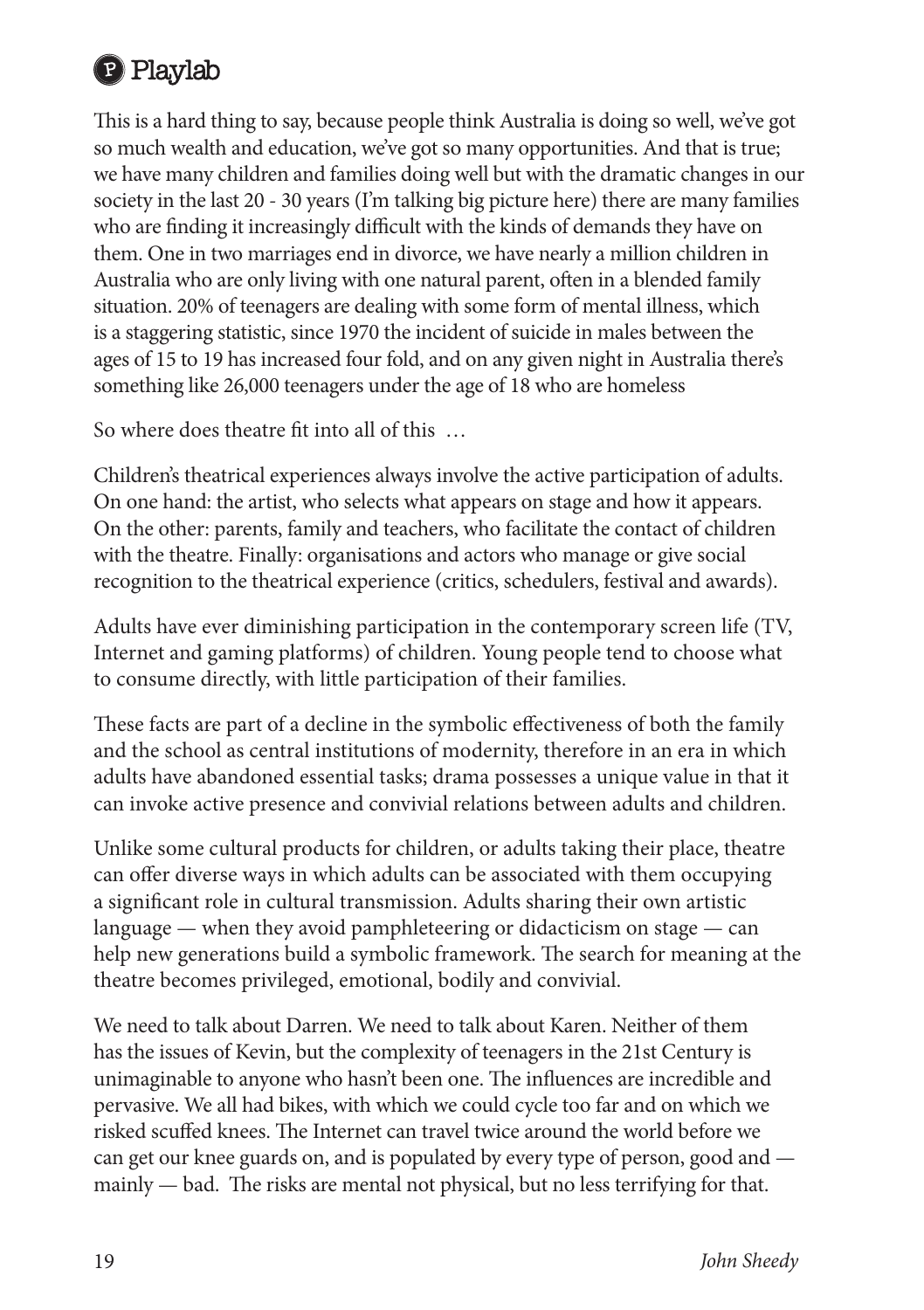This is a hard thing to say, because people think Australia is doing so well, we've got so much wealth and education, we've got so many opportunities. And that is true; we have many children and families doing well but with the dramatic changes in our society in the last 20 - 30 years (I'm talking big picture here) there are many families who are finding it increasingly difficult with the kinds of demands they have on them. One in two marriages end in divorce, we have nearly a million children in Australia who are only living with one natural parent, often in a blended family situation. 20% of teenagers are dealing with some form of mental illness, which is a staggering statistic, since 1970 the incident of suicide in males between the ages of 15 to 19 has increased four fold, and on any given night in Australia there's something like 26,000 teenagers under the age of 18 who are homeless

So where does theatre fit into all of this …

Children's theatrical experiences always involve the active participation of adults. On one hand: the artist, who selects what appears on stage and how it appears. On the other: parents, family and teachers, who facilitate the contact of children with the theatre. Finally: organisations and actors who manage or give social recognition to the theatrical experience (critics, schedulers, festival and awards).

Adults have ever diminishing participation in the contemporary screen life (TV, Internet and gaming platforms) of children. Young people tend to choose what to consume directly, with little participation of their families.

These facts are part of a decline in the symbolic effectiveness of both the family and the school as central institutions of modernity, therefore in an era in which adults have abandoned essential tasks; drama possesses a unique value in that it can invoke active presence and convivial relations between adults and children.

Unlike some cultural products for children, or adults taking their place, theatre can offer diverse ways in which adults can be associated with them occupying a significant role in cultural transmission. Adults sharing their own artistic language — when they avoid pamphleteering or didacticism on stage — can help new generations build a symbolic framework. The search for meaning at the theatre becomes privileged, emotional, bodily and convivial.

We need to talk about Darren. We need to talk about Karen. Neither of them has the issues of Kevin, but the complexity of teenagers in the 21st Century is unimaginable to anyone who hasn't been one. The influences are incredible and pervasive. We all had bikes, with which we could cycle too far and on which we risked scuffed knees. The Internet can travel twice around the world before we can get our knee guards on, and is populated by every type of person, good and — mainly — bad. The risks are mental not physical, but no less terrifying for that.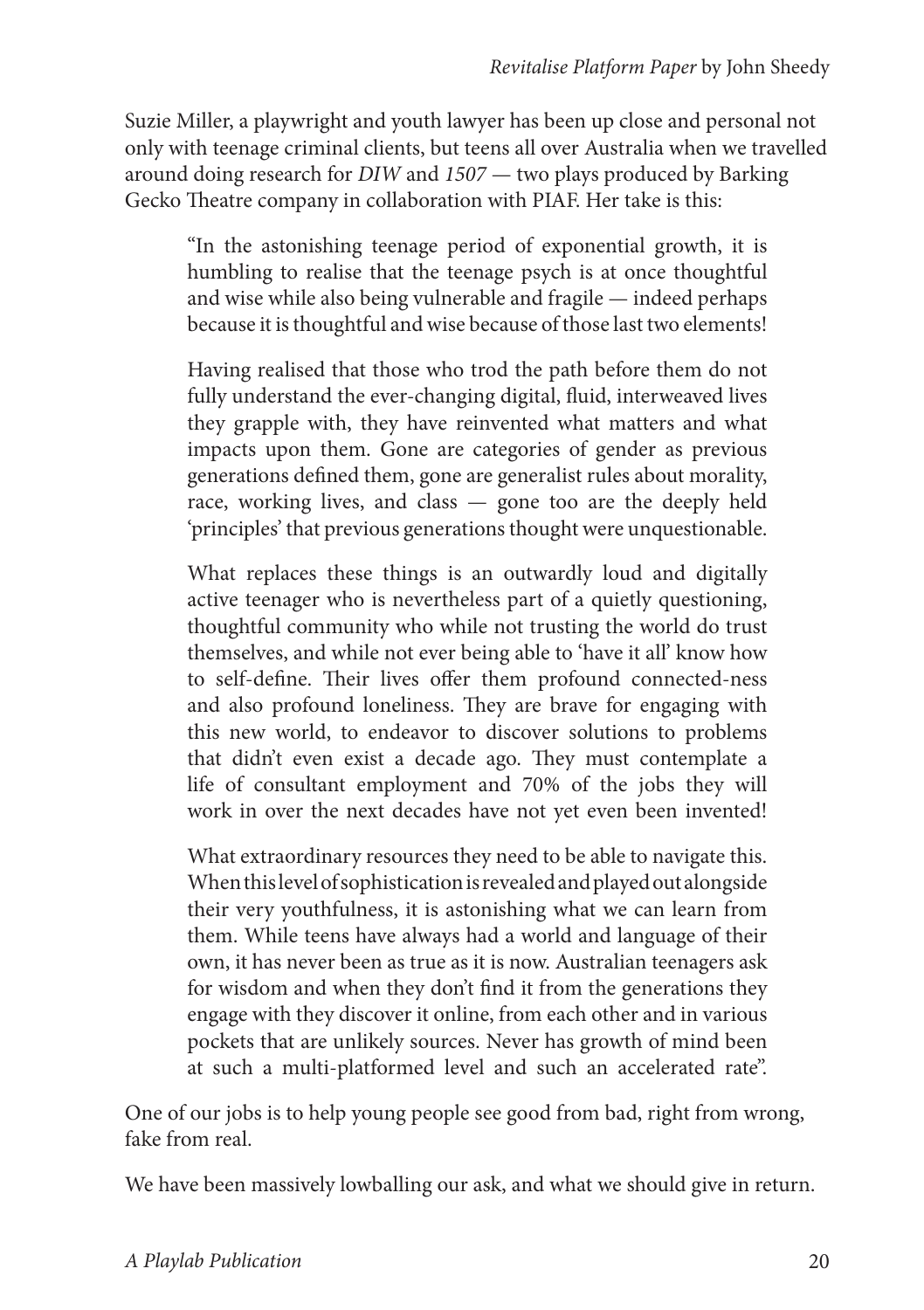Suzie Miller, a playwright and youth lawyer has been up close and personal not only with teenage criminal clients, but teens all over Australia when we travelled around doing research for *DIW* and *1507* — two plays produced by Barking Gecko Theatre company in collaboration with PIAF. Her take is this:

> "In the astonishing teenage period of exponential growth, it is humbling to realise that the teenage psych is at once thoughtful and wise while also being vulnerable and fragile — indeed perhaps because it is thoughtful and wise because of those last two elements!
>
> Having realised that those who trod the path before them do not fully understand the ever-changing digital, fluid, interweaved lives they grapple with, they have reinvented what matters and what impacts upon them. Gone are categories of gender as previous generations defined them, gone are generalist rules about morality, race, working lives, and class — gone too are the deeply held 'principles' that previous generations thought were unquestionable.
>
> What replaces these things is an outwardly loud and digitally active teenager who is nevertheless part of a quietly questioning, thoughtful community who while not trusting the world do trust themselves, and while not ever being able to 'have it all' know how to self-define. Their lives offer them profound connected-ness and also profound loneliness. They are brave for engaging with this new world, to endeavor to discover solutions to problems that didn't even exist a decade ago. They must contemplate a life of consultant employment and 70% of the jobs they will work in over the next decades have not yet even been invented!
>
> What extraordinary resources they need to be able to navigate this. When this level of sophistication is revealed and played out alongside their very youthfulness, it is astonishing what we can learn from them. While teens have always had a world and language of their own, it has never been as true as it is now. Australian teenagers ask for wisdom and when they don't find it from the generations they engage with they discover it online, from each other and in various pockets that are unlikely sources. Never has growth of mind been at such a multi-platformed level and such an accelerated rate".

One of our jobs is to help young people see good from bad, right from wrong, fake from real.

We have been massively lowballing our ask, and what we should give in return.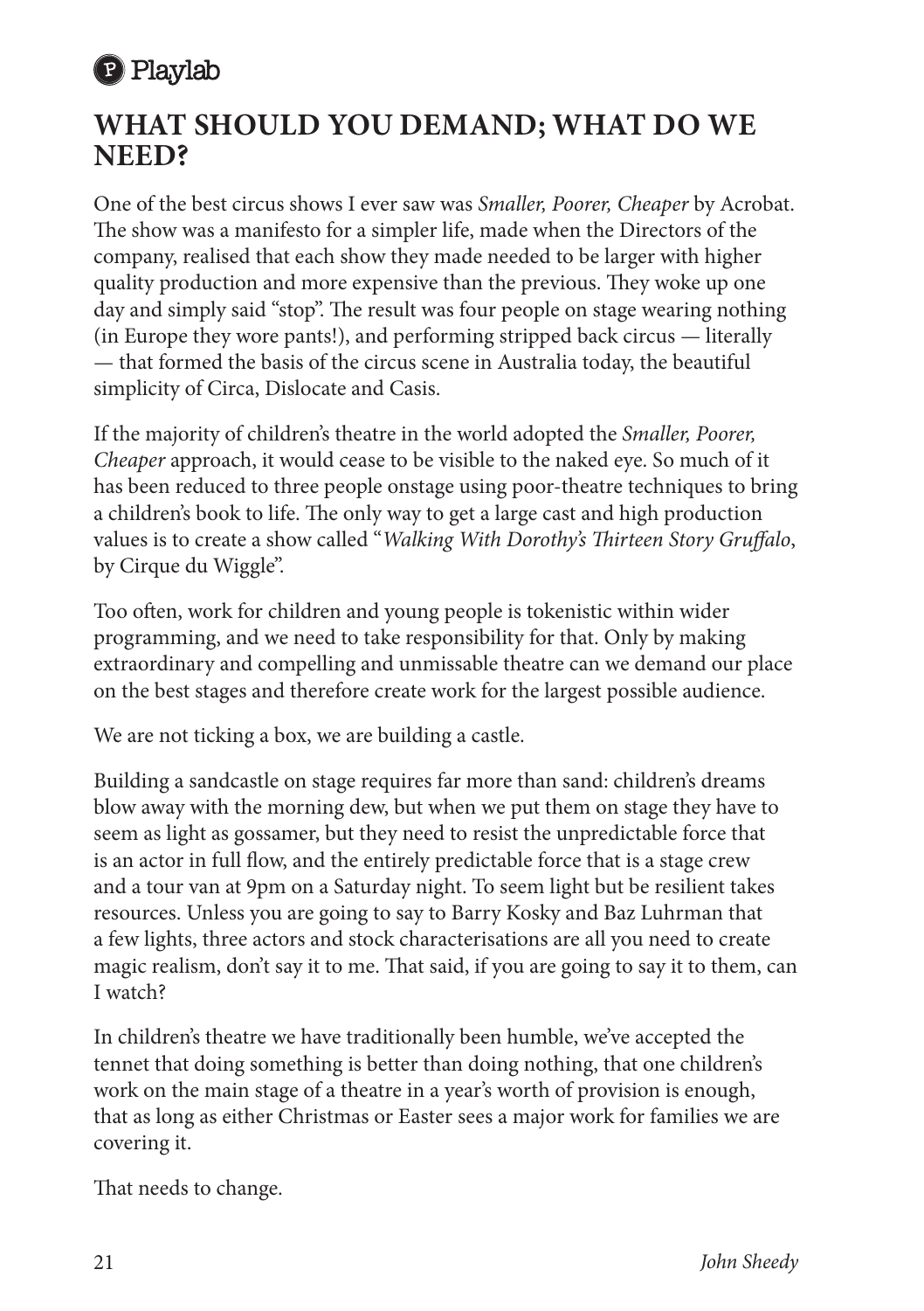## WHAT SHOULD YOU DEMAND; WHAT DO WE NEED?

One of the best circus shows I ever saw was *Smaller, Poorer, Cheaper* by Acrobat. The show was a manifesto for a simpler life, made when the Directors of the company, realised that each show they made needed to be larger with higher quality production and more expensive than the previous. They woke up one day and simply said "stop". The result was four people on stage wearing nothing (in Europe they wore pants!), and performing stripped back circus — literally — that formed the basis of the circus scene in Australia today, the beautiful simplicity of Circa, Dislocate and Casis.

If the majority of children's theatre in the world adopted the *Smaller, Poorer, Cheaper* approach, it would cease to be visible to the naked eye. So much of it has been reduced to three people onstage using poor-theatre techniques to bring a children's book to life. The only way to get a large cast and high production values is to create a show called "*Walking With Dorothy's Thirteen Story Gruffalo*, by Cirque du Wiggle".

Too often, work for children and young people is tokenistic within wider programming, and we need to take responsibility for that. Only by making extraordinary and compelling and unmissable theatre can we demand our place on the best stages and therefore create work for the largest possible audience.

We are not ticking a box, we are building a castle.

Building a sandcastle on stage requires far more than sand: children's dreams blow away with the morning dew, but when we put them on stage they have to seem as light as gossamer, but they need to resist the unpredictable force that is an actor in full flow, and the entirely predictable force that is a stage crew and a tour van at 9pm on a Saturday night. To seem light but be resilient takes resources. Unless you are going to say to Barry Kosky and Baz Luhrman that a few lights, three actors and stock characterisations are all you need to create magic realism, don't say it to me. That said, if you are going to say it to them, can I watch?

In children's theatre we have traditionally been humble, we've accepted the tennet that doing something is better than doing nothing, that one children's work on the main stage of a theatre in a year's worth of provision is enough, that as long as either Christmas or Easter sees a major work for families we are covering it.

That needs to change.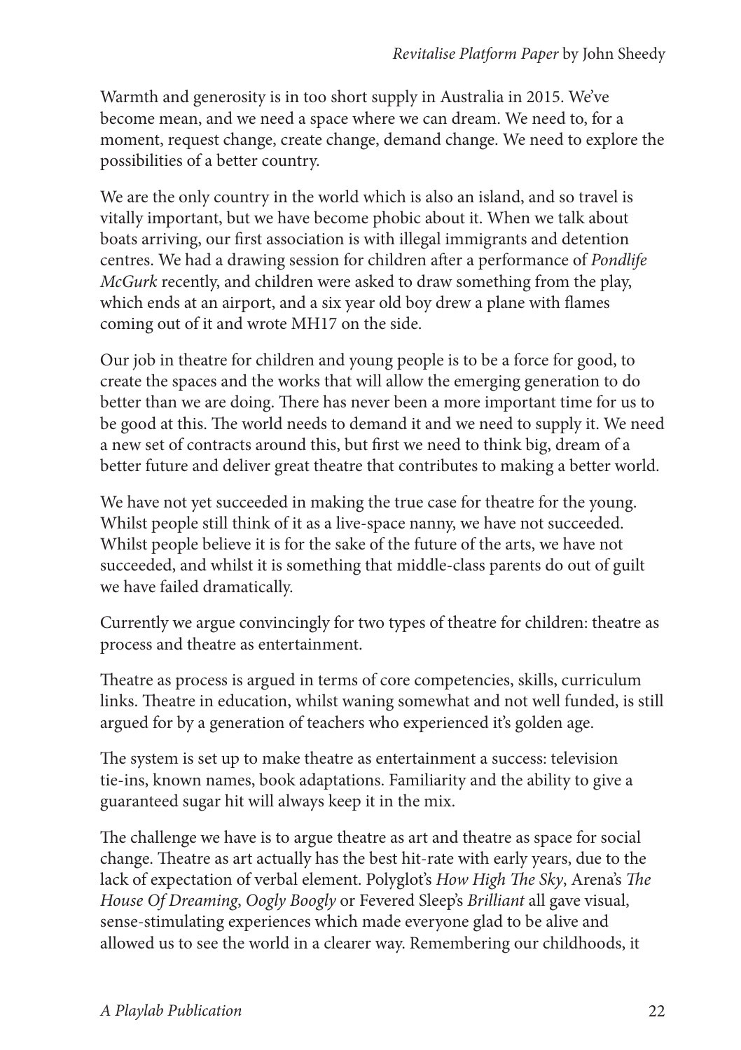Warmth and generosity is in too short supply in Australia in 2015. We've become mean, and we need a space where we can dream. We need to, for a moment, request change, create change, demand change. We need to explore the possibilities of a better country.

We are the only country in the world which is also an island, and so travel is vitally important, but we have become phobic about it. When we talk about boats arriving, our first association is with illegal immigrants and detention centres. We had a drawing session for children after a performance of *Pondlife McGurk* recently, and children were asked to draw something from the play, which ends at an airport, and a six year old boy drew a plane with flames coming out of it and wrote MH17 on the side.

Our job in theatre for children and young people is to be a force for good, to create the spaces and the works that will allow the emerging generation to do better than we are doing. There has never been a more important time for us to be good at this. The world needs to demand it and we need to supply it. We need a new set of contracts around this, but first we need to think big, dream of a better future and deliver great theatre that contributes to making a better world.

We have not yet succeeded in making the true case for theatre for the young. Whilst people still think of it as a live-space nanny, we have not succeeded. Whilst people believe it is for the sake of the future of the arts, we have not succeeded, and whilst it is something that middle-class parents do out of guilt we have failed dramatically.

Currently we argue convincingly for two types of theatre for children: theatre as process and theatre as entertainment.

Theatre as process is argued in terms of core competencies, skills, curriculum links. Theatre in education, whilst waning somewhat and not well funded, is still argued for by a generation of teachers who experienced it's golden age.

The system is set up to make theatre as entertainment a success: television tie-ins, known names, book adaptations. Familiarity and the ability to give a guaranteed sugar hit will always keep it in the mix.

The challenge we have is to argue theatre as art and theatre as space for social change. Theatre as art actually has the best hit-rate with early years, due to the lack of expectation of verbal element. Polyglot's *How High The Sky*, Arena's *The House Of Dreaming*, *Oogly Boogly* or Fevered Sleep's *Brilliant* all gave visual, sense-stimulating experiences which made everyone glad to be alive and allowed us to see the world in a clearer way. Remembering our childhoods, it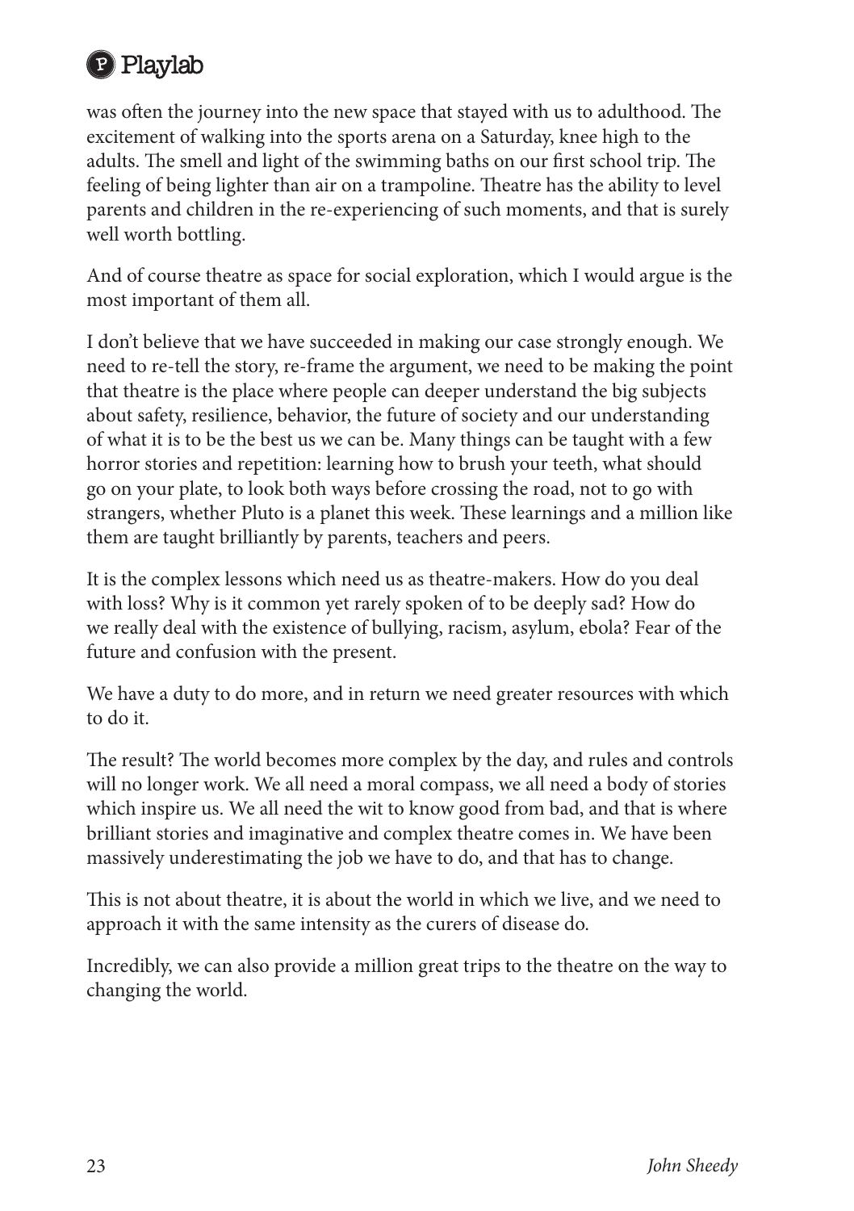was often the journey into the new space that stayed with us to adulthood. The excitement of walking into the sports arena on a Saturday, knee high to the adults. The smell and light of the swimming baths on our first school trip. The feeling of being lighter than air on a trampoline. Theatre has the ability to level parents and children in the re-experiencing of such moments, and that is surely well worth bottling.

And of course theatre as space for social exploration, which I would argue is the most important of them all.

I don't believe that we have succeeded in making our case strongly enough. We need to re-tell the story, re-frame the argument, we need to be making the point that theatre is the place where people can deeper understand the big subjects about safety, resilience, behavior, the future of society and our understanding of what it is to be the best us we can be. Many things can be taught with a few horror stories and repetition: learning how to brush your teeth, what should go on your plate, to look both ways before crossing the road, not to go with strangers, whether Pluto is a planet this week. These learnings and a million like them are taught brilliantly by parents, teachers and peers.

It is the complex lessons which need us as theatre-makers. How do you deal with loss? Why is it common yet rarely spoken of to be deeply sad? How do we really deal with the existence of bullying, racism, asylum, ebola? Fear of the future and confusion with the present.

We have a duty to do more, and in return we need greater resources with which to do it.

The result? The world becomes more complex by the day, and rules and controls will no longer work. We all need a moral compass, we all need a body of stories which inspire us. We all need the wit to know good from bad, and that is where brilliant stories and imaginative and complex theatre comes in. We have been massively underestimating the job we have to do, and that has to change.

This is not about theatre, it is about the world in which we live, and we need to approach it with the same intensity as the curers of disease do.

Incredibly, we can also provide a million great trips to the theatre on the way to changing the world.